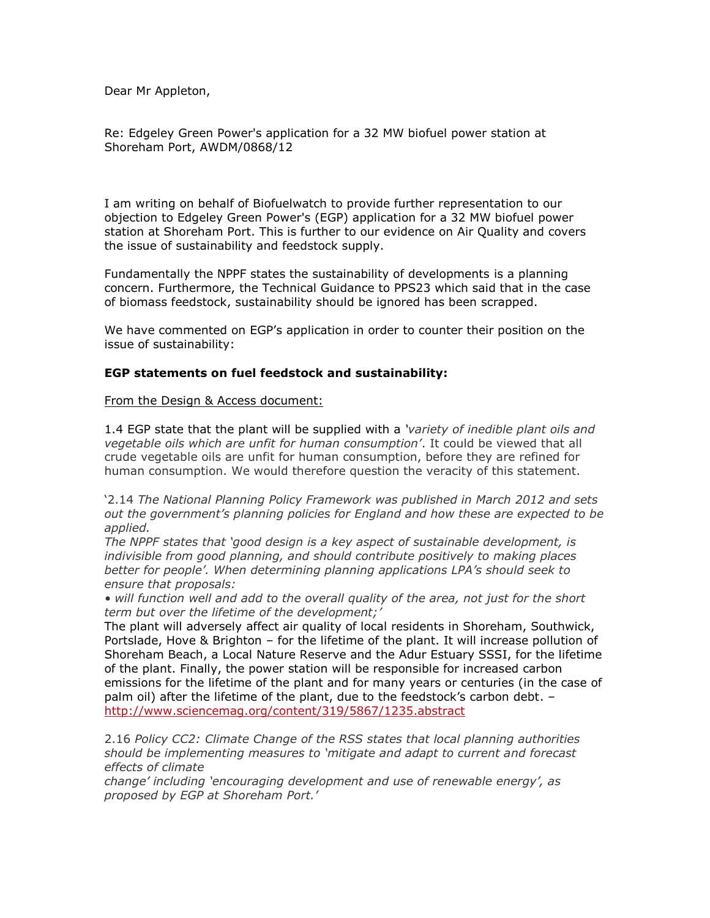Dear Mr Appleton,

Re: Edgeley Green Power's application for a 32 MW biofuel power station at Shoreham Port, AWDM/0868/12

I am writing on behalf of Biofuelwatch to provide further representation to our objection to Edgeley Green Power's (EGP) application for a 32 MW biofuel power station at Shoreham Port. This is further to our evidence on Air Quality and covers the issue of sustainability and feedstock supply.

Fundamentally the NPPF states the sustainability of developments is a planning concern. Furthermore, the Technical Guidance to PPS23 which said that in the case of biomass feedstock, sustainability should be ignored has been scrapped.

We have commented on EGP's application in order to counter their position on the issue of sustainability:

**EGP statements on fuel feedstock and sustainability:**

From the Design & Access document:

1.4 EGP state that the plant will be supplied with a *'variety of inedible plant oils and vegetable oils which are unfit for human consumption'*. It could be viewed that all crude vegetable oils are unfit for human consumption, before they are refined for human consumption. We would therefore question the veracity of this statement.

'2.14 *The National Planning Policy Framework was published in March 2012 and sets out the government's planning policies for England and how these are expected to be applied.*
*The NPPF states that 'good design is a key aspect of sustainable development, is indivisible from good planning, and should contribute positively to making places better for people'. When determining planning applications LPA's should seek to ensure that proposals:*
*• will function well and add to the overall quality of the area, not just for the short term but over the lifetime of the development;'*
The plant will adversely affect air quality of local residents in Shoreham, Southwick, Portslade, Hove & Brighton – for the lifetime of the plant. It will increase pollution of Shoreham Beach, a Local Nature Reserve and the Adur Estuary SSSI, for the lifetime of the plant. Finally, the power station will be responsible for increased carbon emissions for the lifetime of the plant and for many years or centuries (in the case of palm oil) after the lifetime of the plant, due to the feedstock's carbon debt. – http://www.sciencemag.org/content/319/5867/1235.abstract

2.16 *Policy CC2: Climate Change of the RSS states that local planning authorities should be implementing measures to 'mitigate and adapt to current and forecast effects of climate*
*change' including 'encouraging development and use of renewable energy', as proposed by EGP at Shoreham Port.'*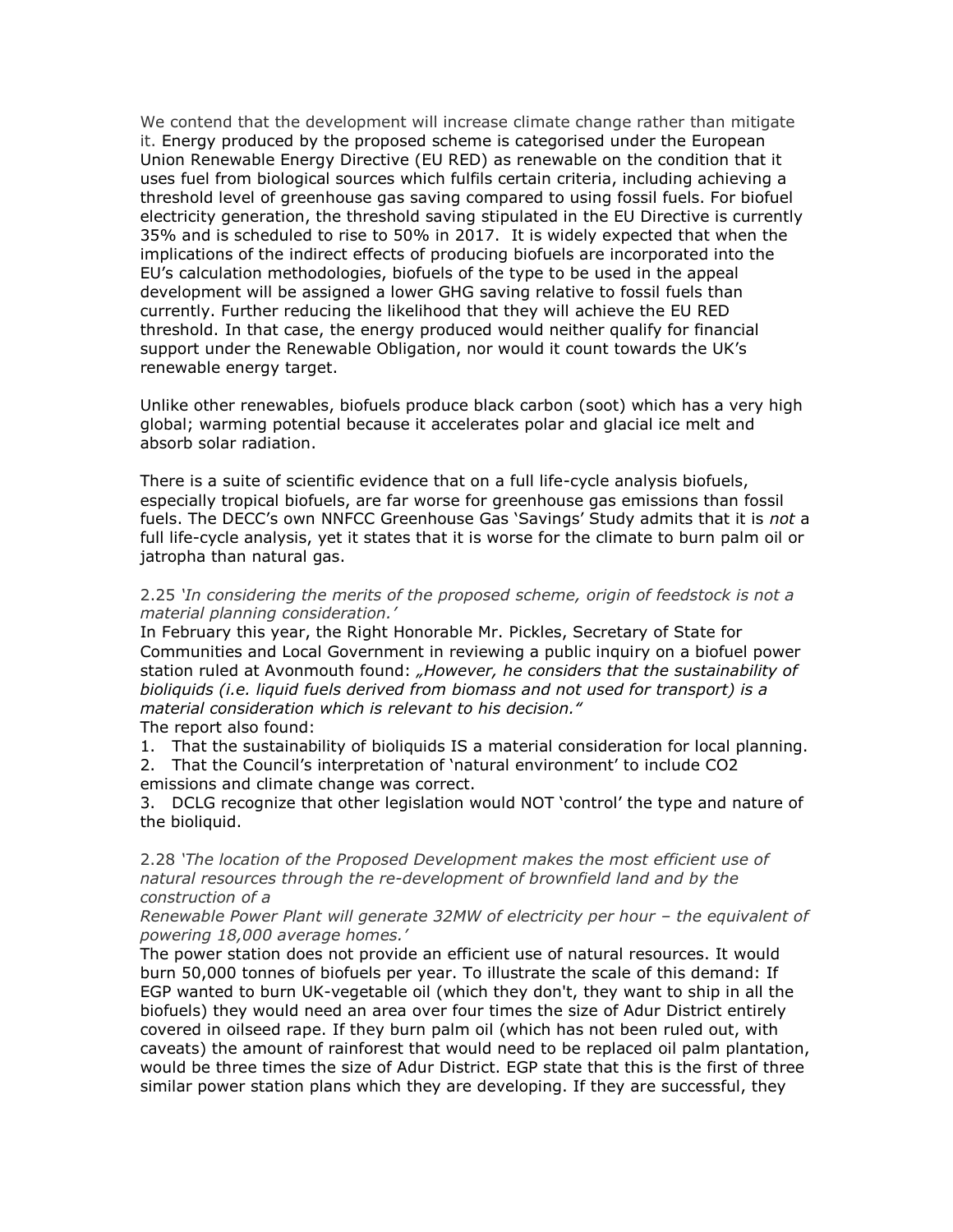We contend that the development will increase climate change rather than mitigate it. Energy produced by the proposed scheme is categorised under the European Union Renewable Energy Directive (EU RED) as renewable on the condition that it uses fuel from biological sources which fulfils certain criteria, including achieving a threshold level of greenhouse gas saving compared to using fossil fuels. For biofuel electricity generation, the threshold saving stipulated in the EU Directive is currently 35% and is scheduled to rise to 50% in 2017. It is widely expected that when the implications of the indirect effects of producing biofuels are incorporated into the EU's calculation methodologies, biofuels of the type to be used in the appeal development will be assigned a lower GHG saving relative to fossil fuels than currently. Further reducing the likelihood that they will achieve the EU RED threshold. In that case, the energy produced would neither qualify for financial support under the Renewable Obligation, nor would it count towards the UK's renewable energy target.

Unlike other renewables, biofuels produce black carbon (soot) which has a very high global; warming potential because it accelerates polar and glacial ice melt and absorb solar radiation.

There is a suite of scientific evidence that on a full life-cycle analysis biofuels, especially tropical biofuels, are far worse for greenhouse gas emissions than fossil fuels. The DECC's own NNFCC Greenhouse Gas 'Savings' Study admits that it is *not* a full life-cycle analysis, yet it states that it is worse for the climate to burn palm oil or jatropha than natural gas.

2.25 *'In considering the merits of the proposed scheme, origin of feedstock is not a material planning consideration.'*

In February this year, the Right Honorable Mr. Pickles, Secretary of State for Communities and Local Government in reviewing a public inquiry on a biofuel power station ruled at Avonmouth found: *„However, he considers that the sustainability of bioliquids (i.e. liquid fuels derived from biomass and not used for transport) is a material consideration which is relevant to his decision."*

The report also found:

1. That the sustainability of bioliquids IS a material consideration for local planning.
2. That the Council's interpretation of 'natural environment' to include CO2 emissions and climate change was correct.
3. DCLG recognize that other legislation would NOT 'control' the type and nature of the bioliquid.

2.28 *'The location of the Proposed Development makes the most efficient use of natural resources through the re-development of brownfield land and by the construction of a Renewable Power Plant will generate 32MW of electricity per hour – the equivalent of powering 18,000 average homes.'*

The power station does not provide an efficient use of natural resources. It would burn 50,000 tonnes of biofuels per year. To illustrate the scale of this demand: If EGP wanted to burn UK-vegetable oil (which they don't, they want to ship in all the biofuels) they would need an area over four times the size of Adur District entirely covered in oilseed rape. If they burn palm oil (which has not been ruled out, with caveats) the amount of rainforest that would need to be replaced oil palm plantation, would be three times the size of Adur District. EGP state that this is the first of three similar power station plans which they are developing. If they are successful, they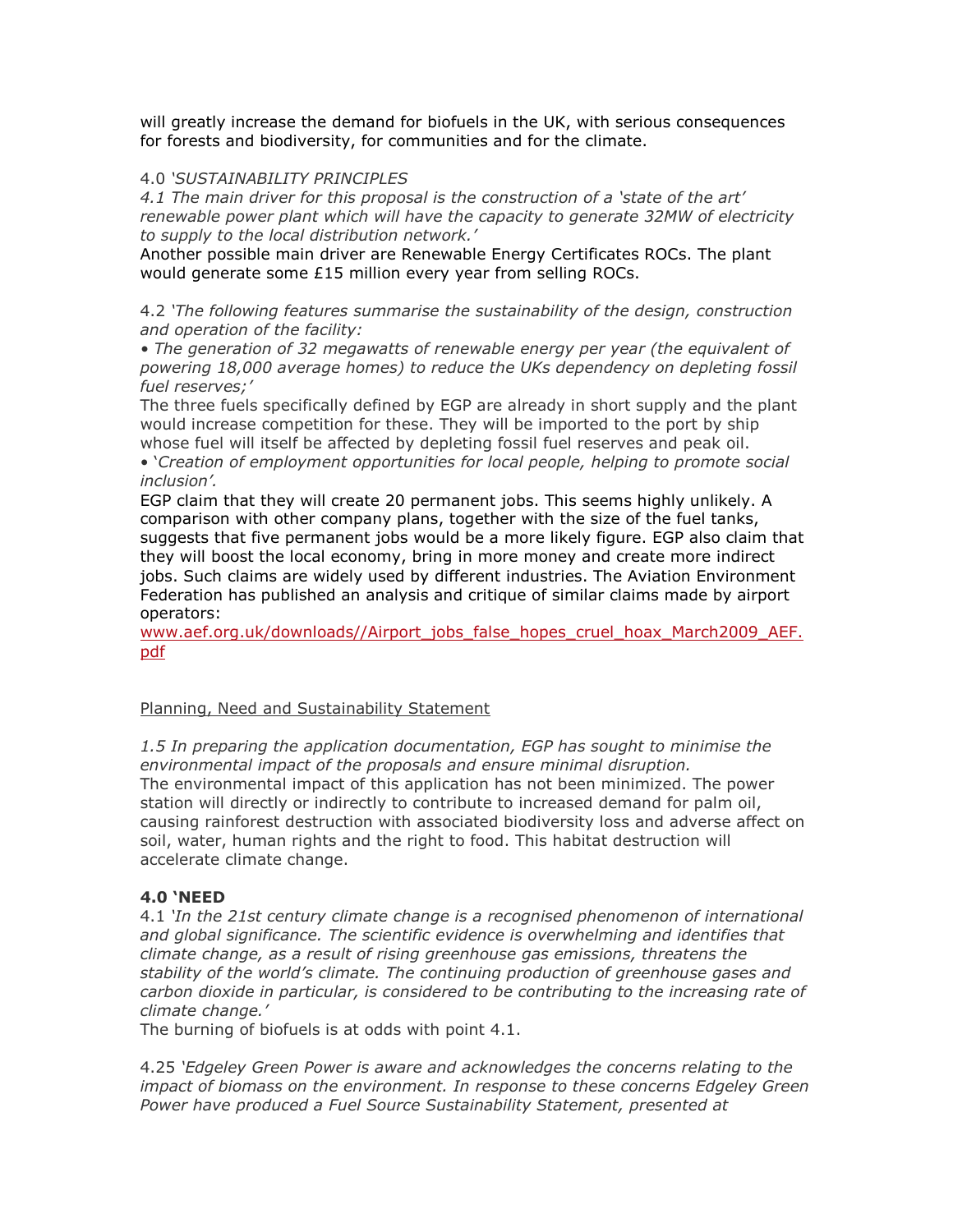will greatly increase the demand for biofuels in the UK, with serious consequences for forests and biodiversity, for communities and for the climate.

4.0 *'SUSTAINABILITY PRINCIPLES*
*4.1 The main driver for this proposal is the construction of a 'state of the art' renewable power plant which will have the capacity to generate 32MW of electricity to supply to the local distribution network.'*
Another possible main driver are Renewable Energy Certificates ROCs. The plant would generate some £15 million every year from selling ROCs.

4.2 *'The following features summarise the sustainability of the design, construction and operation of the facility:*
*• The generation of 32 megawatts of renewable energy per year (the equivalent of powering 18,000 average homes) to reduce the UKs dependency on depleting fossil fuel reserves;'*
The three fuels specifically defined by EGP are already in short supply and the plant would increase competition for these. They will be imported to the port by ship whose fuel will itself be affected by depleting fossil fuel reserves and peak oil.
• '*Creation of employment opportunities for local people, helping to promote social inclusion'.*
EGP claim that they will create 20 permanent jobs. This seems highly unlikely. A comparison with other company plans, together with the size of the fuel tanks, suggests that five permanent jobs would be a more likely figure. EGP also claim that they will boost the local economy, bring in more money and create more indirect jobs. Such claims are widely used by different industries. The Aviation Environment Federation has published an analysis and critique of similar claims made by airport operators:
[www.aef.org.uk/downloads//Airport_jobs_false_hopes_cruel_hoax_March2009_AEF.pdf](www.aef.org.uk/downloads//Airport_jobs_false_hopes_cruel_hoax_March2009_AEF.pdf)

Planning, Need and Sustainability Statement

*1.5 In preparing the application documentation, EGP has sought to minimise the environmental impact of the proposals and ensure minimal disruption.*
The environmental impact of this application has not been minimized. The power station will directly or indirectly to contribute to increased demand for palm oil, causing rainforest destruction with associated biodiversity loss and adverse affect on soil, water, human rights and the right to food. This habitat destruction will accelerate climate change.

**4.0 'NEED**
4.1 *'In the 21st century climate change is a recognised phenomenon of international and global significance. The scientific evidence is overwhelming and identifies that climate change, as a result of rising greenhouse gas emissions, threatens the stability of the world's climate. The continuing production of greenhouse gases and carbon dioxide in particular, is considered to be contributing to the increasing rate of climate change.'*
The burning of biofuels is at odds with point 4.1.

4.25 *'Edgeley Green Power is aware and acknowledges the concerns relating to the impact of biomass on the environment. In response to these concerns Edgeley Green Power have produced a Fuel Source Sustainability Statement, presented at*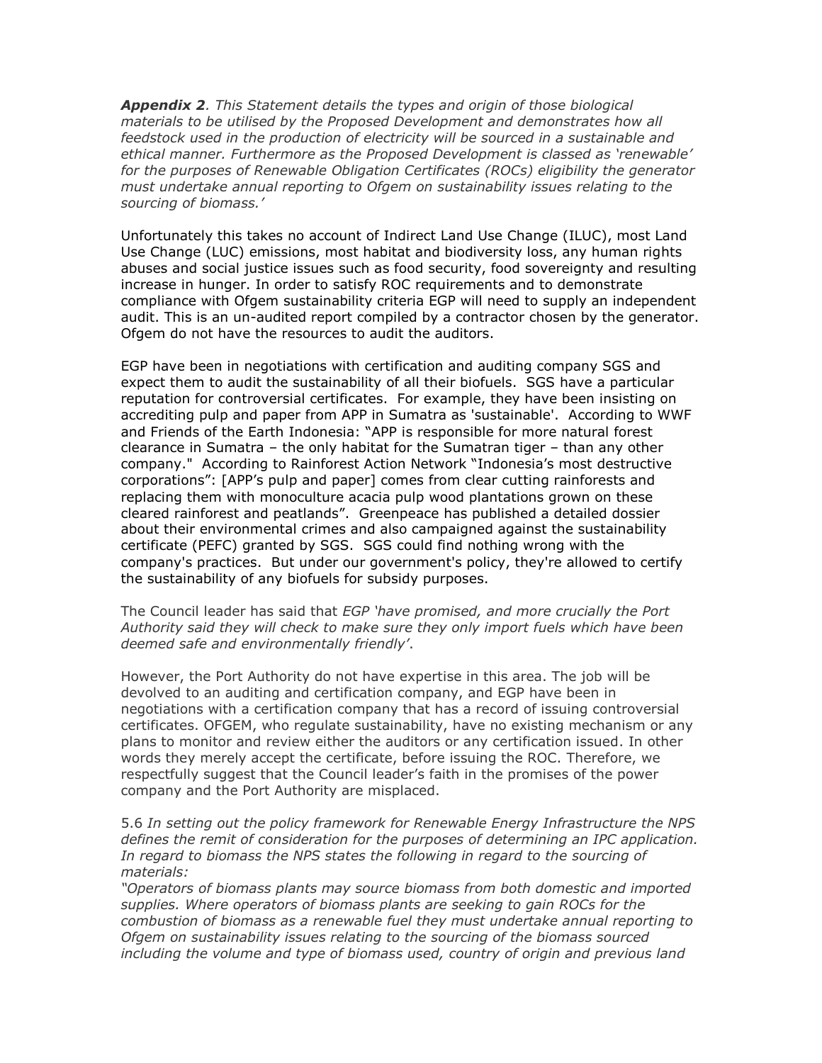***Appendix 2****. This Statement details the types and origin of those biological materials to be utilised by the Proposed Development and demonstrates how all feedstock used in the production of electricity will be sourced in a sustainable and ethical manner. Furthermore as the Proposed Development is classed as 'renewable' for the purposes of Renewable Obligation Certificates (ROCs) eligibility the generator must undertake annual reporting to Ofgem on sustainability issues relating to the sourcing of biomass.'*

Unfortunately this takes no account of Indirect Land Use Change (ILUC), most Land Use Change (LUC) emissions, most habitat and biodiversity loss, any human rights abuses and social justice issues such as food security, food sovereignty and resulting increase in hunger. In order to satisfy ROC requirements and to demonstrate compliance with Ofgem sustainability criteria EGP will need to supply an independent audit. This is an un-audited report compiled by a contractor chosen by the generator. Ofgem do not have the resources to audit the auditors.

EGP have been in negotiations with certification and auditing company SGS and expect them to audit the sustainability of all their biofuels. SGS have a particular reputation for controversial certificates. For example, they have been insisting on accrediting pulp and paper from APP in Sumatra as 'sustainable'. According to WWF and Friends of the Earth Indonesia: "APP is responsible for more natural forest clearance in Sumatra – the only habitat for the Sumatran tiger – than any other company." According to Rainforest Action Network "Indonesia's most destructive corporations": [APP's pulp and paper] comes from clear cutting rainforests and replacing them with monoculture acacia pulp wood plantations grown on these cleared rainforest and peatlands". Greenpeace has published a detailed dossier about their environmental crimes and also campaigned against the sustainability certificate (PEFC) granted by SGS. SGS could find nothing wrong with the company's practices. But under our government's policy, they're allowed to certify the sustainability of any biofuels for subsidy purposes.

The Council leader has said that *EGP 'have promised, and more crucially the Port Authority said they will check to make sure they only import fuels which have been deemed safe and environmentally friendly'*.

However, the Port Authority do not have expertise in this area. The job will be devolved to an auditing and certification company, and EGP have been in negotiations with a certification company that has a record of issuing controversial certificates. OFGEM, who regulate sustainability, have no existing mechanism or any plans to monitor and review either the auditors or any certification issued. In other words they merely accept the certificate, before issuing the ROC. Therefore, we respectfully suggest that the Council leader's faith in the promises of the power company and the Port Authority are misplaced.

5.6 *In setting out the policy framework for Renewable Energy Infrastructure the NPS defines the remit of consideration for the purposes of determining an IPC application. In regard to biomass the NPS states the following in regard to the sourcing of materials:*
*"Operators of biomass plants may source biomass from both domestic and imported supplies. Where operators of biomass plants are seeking to gain ROCs for the combustion of biomass as a renewable fuel they must undertake annual reporting to Ofgem on sustainability issues relating to the sourcing of the biomass sourced including the volume and type of biomass used, country of origin and previous land*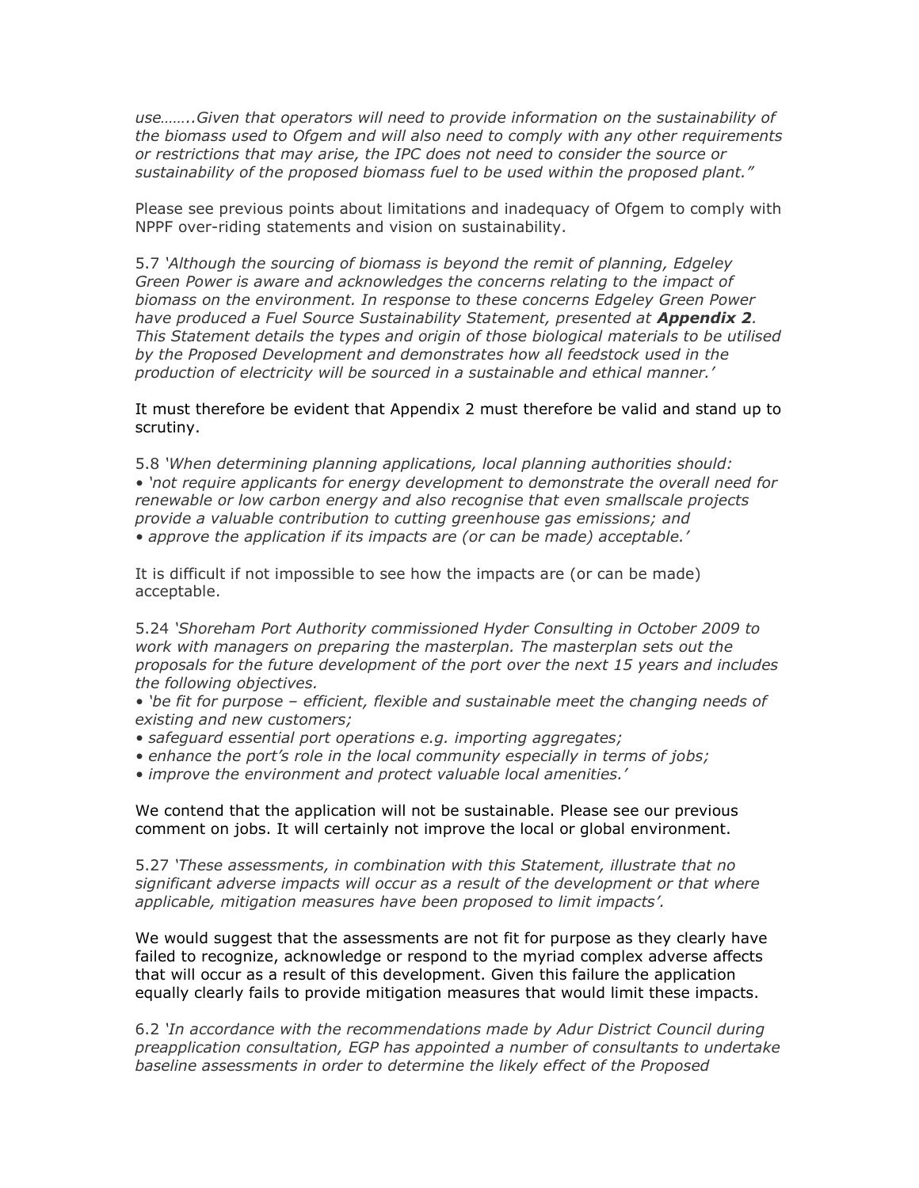*use……..Given that operators will need to provide information on the sustainability of the biomass used to Ofgem and will also need to comply with any other requirements or restrictions that may arise, the IPC does not need to consider the source or sustainability of the proposed biomass fuel to be used within the proposed plant."*

Please see previous points about limitations and inadequacy of Ofgem to comply with NPPF over-riding statements and vision on sustainability.

5.7 *'Although the sourcing of biomass is beyond the remit of planning, Edgeley Green Power is aware and acknowledges the concerns relating to the impact of biomass on the environment. In response to these concerns Edgeley Green Power have produced a Fuel Source Sustainability Statement, presented at **Appendix 2**. This Statement details the types and origin of those biological materials to be utilised by the Proposed Development and demonstrates how all feedstock used in the production of electricity will be sourced in a sustainable and ethical manner.'*

It must therefore be evident that Appendix 2 must therefore be valid and stand up to scrutiny.

5.8 *'When determining planning applications, local planning authorities should:*
*• 'not require applicants for energy development to demonstrate the overall need for renewable or low carbon energy and also recognise that even smallscale projects provide a valuable contribution to cutting greenhouse gas emissions; and*
*• approve the application if its impacts are (or can be made) acceptable.'*

It is difficult if not impossible to see how the impacts are (or can be made) acceptable.

5.24 *'Shoreham Port Authority commissioned Hyder Consulting in October 2009 to work with managers on preparing the masterplan. The masterplan sets out the proposals for the future development of the port over the next 15 years and includes the following objectives.*
*• 'be fit for purpose – efficient, flexible and sustainable meet the changing needs of existing and new customers;*
*• safeguard essential port operations e.g. importing aggregates;*
*• enhance the port's role in the local community especially in terms of jobs;*
*• improve the environment and protect valuable local amenities.'*

We contend that the application will not be sustainable. Please see our previous comment on jobs. It will certainly not improve the local or global environment.

5.27 *'These assessments, in combination with this Statement, illustrate that no significant adverse impacts will occur as a result of the development or that where applicable, mitigation measures have been proposed to limit impacts'.*

We would suggest that the assessments are not fit for purpose as they clearly have failed to recognize, acknowledge or respond to the myriad complex adverse affects that will occur as a result of this development. Given this failure the application equally clearly fails to provide mitigation measures that would limit these impacts.

6.2 *'In accordance with the recommendations made by Adur District Council during preapplication consultation, EGP has appointed a number of consultants to undertake baseline assessments in order to determine the likely effect of the Proposed*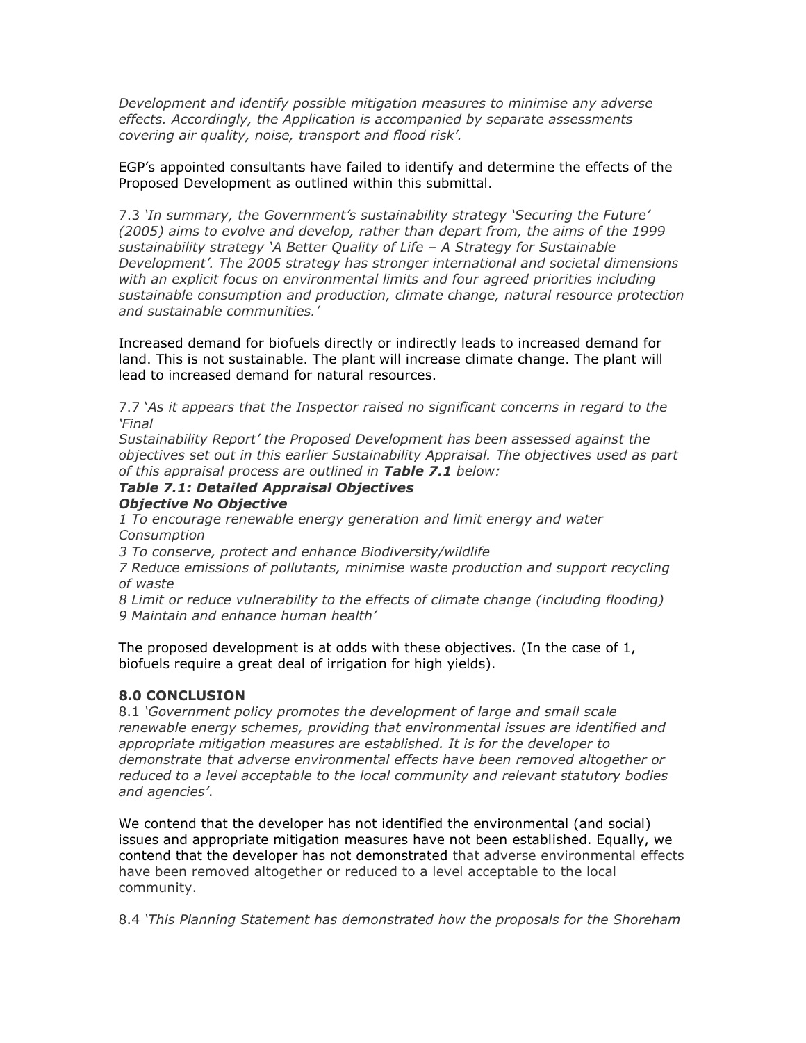*Development and identify possible mitigation measures to minimise any adverse effects. Accordingly, the Application is accompanied by separate assessments covering air quality, noise, transport and flood risk'.*

EGP's appointed consultants have failed to identify and determine the effects of the Proposed Development as outlined within this submittal.

7.3 *'In summary, the Government's sustainability strategy 'Securing the Future' (2005) aims to evolve and develop, rather than depart from, the aims of the 1999 sustainability strategy 'A Better Quality of Life – A Strategy for Sustainable Development'. The 2005 strategy has stronger international and societal dimensions with an explicit focus on environmental limits and four agreed priorities including sustainable consumption and production, climate change, natural resource protection and sustainable communities.'*

Increased demand for biofuels directly or indirectly leads to increased demand for land. This is not sustainable. The plant will increase climate change. The plant will lead to increased demand for natural resources.

7.7 *'As it appears that the Inspector raised no significant concerns in regard to the 'Final Sustainability Report' the Proposed Development has been assessed against the objectives set out in this earlier Sustainability Appraisal. The objectives used as part of this appraisal process are outlined in **Table 7.1** below:*

***Table 7.1: Detailed Appraisal Objectives***

| ***Objective No*** | ***Objective*** |
|---|---|
| *1* | *To encourage renewable energy generation and limit energy and water Consumption* |
| *3* | *To conserve, protect and enhance Biodiversity/wildlife* |
| *7* | *Reduce emissions of pollutants, minimise waste production and support recycling of waste* |
| *8* | *Limit or reduce vulnerability to the effects of climate change (including flooding)* |
| *9* | *Maintain and enhance human health'* |

The proposed development is at odds with these objectives. (In the case of 1, biofuels require a great deal of irrigation for high yields).

**8.0 CONCLUSION**

8.1 *'Government policy promotes the development of large and small scale renewable energy schemes, providing that environmental issues are identified and appropriate mitigation measures are established. It is for the developer to demonstrate that adverse environmental effects have been removed altogether or reduced to a level acceptable to the local community and relevant statutory bodies and agencies'.*

We contend that the developer has not identified the environmental (and social) issues and appropriate mitigation measures have not been established. Equally, we contend that the developer has not demonstrated that adverse environmental effects have been removed altogether or reduced to a level acceptable to the local community.

8.4 *'This Planning Statement has demonstrated how the proposals for the Shoreham*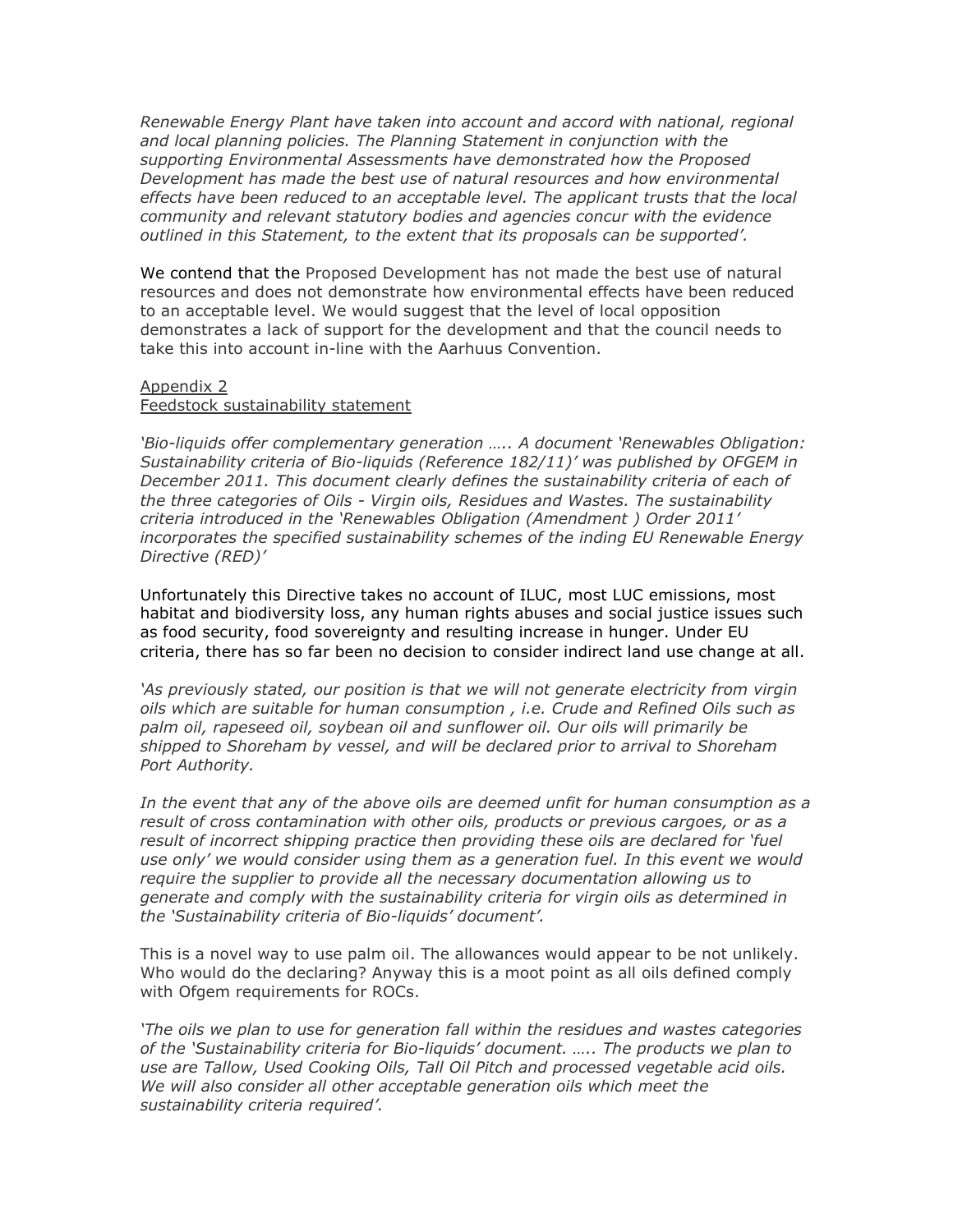*Renewable Energy Plant have taken into account and accord with national, regional and local planning policies. The Planning Statement in conjunction with the supporting Environmental Assessments have demonstrated how the Proposed Development has made the best use of natural resources and how environmental effects have been reduced to an acceptable level. The applicant trusts that the local community and relevant statutory bodies and agencies concur with the evidence outlined in this Statement, to the extent that its proposals can be supported'.*

We contend that the Proposed Development has not made the best use of natural resources and does not demonstrate how environmental effects have been reduced to an acceptable level. We would suggest that the level of local opposition demonstrates a lack of support for the development and that the council needs to take this into account in-line with the Aarhuus Convention.

Appendix 2
Feedstock sustainability statement

*'Bio-liquids offer complementary generation ….. A document 'Renewables Obligation: Sustainability criteria of Bio-liquids (Reference 182/11)' was published by OFGEM in December 2011. This document clearly defines the sustainability criteria of each of the three categories of Oils - Virgin oils, Residues and Wastes. The sustainability criteria introduced in the 'Renewables Obligation (Amendment ) Order 2011' incorporates the specified sustainability schemes of the inding EU Renewable Energy Directive (RED)'*

Unfortunately this Directive takes no account of ILUC, most LUC emissions, most habitat and biodiversity loss, any human rights abuses and social justice issues such as food security, food sovereignty and resulting increase in hunger. Under EU criteria, there has so far been no decision to consider indirect land use change at all.

*'As previously stated, our position is that we will not generate electricity from virgin oils which are suitable for human consumption , i.e. Crude and Refined Oils such as palm oil, rapeseed oil, soybean oil and sunflower oil. Our oils will primarily be shipped to Shoreham by vessel, and will be declared prior to arrival to Shoreham Port Authority.*

*In the event that any of the above oils are deemed unfit for human consumption as a result of cross contamination with other oils, products or previous cargoes, or as a result of incorrect shipping practice then providing these oils are declared for 'fuel use only' we would consider using them as a generation fuel. In this event we would require the supplier to provide all the necessary documentation allowing us to generate and comply with the sustainability criteria for virgin oils as determined in the 'Sustainability criteria of Bio-liquids' document'.*

This is a novel way to use palm oil. The allowances would appear to be not unlikely. Who would do the declaring? Anyway this is a moot point as all oils defined comply with Ofgem requirements for ROCs.

*'The oils we plan to use for generation fall within the residues and wastes categories of the 'Sustainability criteria for Bio-liquids' document. ….. The products we plan to use are Tallow, Used Cooking Oils, Tall Oil Pitch and processed vegetable acid oils. We will also consider all other acceptable generation oils which meet the sustainability criteria required'.*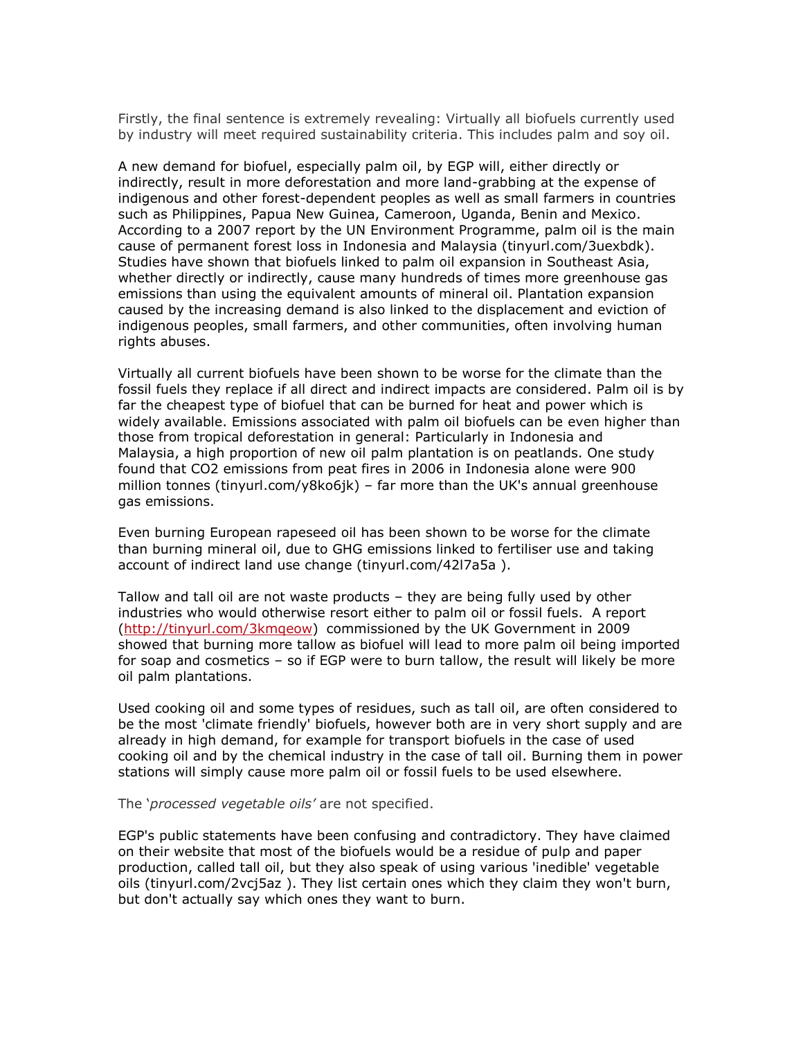Firstly, the final sentence is extremely revealing: Virtually all biofuels currently used by industry will meet required sustainability criteria. This includes palm and soy oil.

A new demand for biofuel, especially palm oil, by EGP will, either directly or indirectly, result in more deforestation and more land-grabbing at the expense of indigenous and other forest-dependent peoples as well as small farmers in countries such as Philippines, Papua New Guinea, Cameroon, Uganda, Benin and Mexico. According to a 2007 report by the UN Environment Programme, palm oil is the main cause of permanent forest loss in Indonesia and Malaysia (tinyurl.com/3uexbdk). Studies have shown that biofuels linked to palm oil expansion in Southeast Asia, whether directly or indirectly, cause many hundreds of times more greenhouse gas emissions than using the equivalent amounts of mineral oil. Plantation expansion caused by the increasing demand is also linked to the displacement and eviction of indigenous peoples, small farmers, and other communities, often involving human rights abuses.

Virtually all current biofuels have been shown to be worse for the climate than the fossil fuels they replace if all direct and indirect impacts are considered. Palm oil is by far the cheapest type of biofuel that can be burned for heat and power which is widely available. Emissions associated with palm oil biofuels can be even higher than those from tropical deforestation in general: Particularly in Indonesia and Malaysia, a high proportion of new oil palm plantation is on peatlands. One study found that $CO_2$ emissions from peat fires in 2006 in Indonesia alone were 900 million tonnes (tinyurl.com/y8ko6jk) – far more than the UK's annual greenhouse gas emissions.

Even burning European rapeseed oil has been shown to be worse for the climate than burning mineral oil, due to GHG emissions linked to fertiliser use and taking account of indirect land use change (tinyurl.com/42l7a5a ).

Tallow and tall oil are not waste products – they are being fully used by other industries who would otherwise resort either to palm oil or fossil fuels. A report (http://tinyurl.com/3kmqeow) commissioned by the UK Government in 2009 showed that burning more tallow as biofuel will lead to more palm oil being imported for soap and cosmetics – so if EGP were to burn tallow, the result will likely be more oil palm plantations.

Used cooking oil and some types of residues, such as tall oil, are often considered to be the most 'climate friendly' biofuels, however both are in very short supply and are already in high demand, for example for transport biofuels in the case of used cooking oil and by the chemical industry in the case of tall oil. Burning them in power stations will simply cause more palm oil or fossil fuels to be used elsewhere.

The '*processed vegetable oils'* are not specified.

EGP's public statements have been confusing and contradictory. They have claimed on their website that most of the biofuels would be a residue of pulp and paper production, called tall oil, but they also speak of using various 'inedible' vegetable oils (tinyurl.com/2vcj5az ). They list certain ones which they claim they won't burn, but don't actually say which ones they want to burn.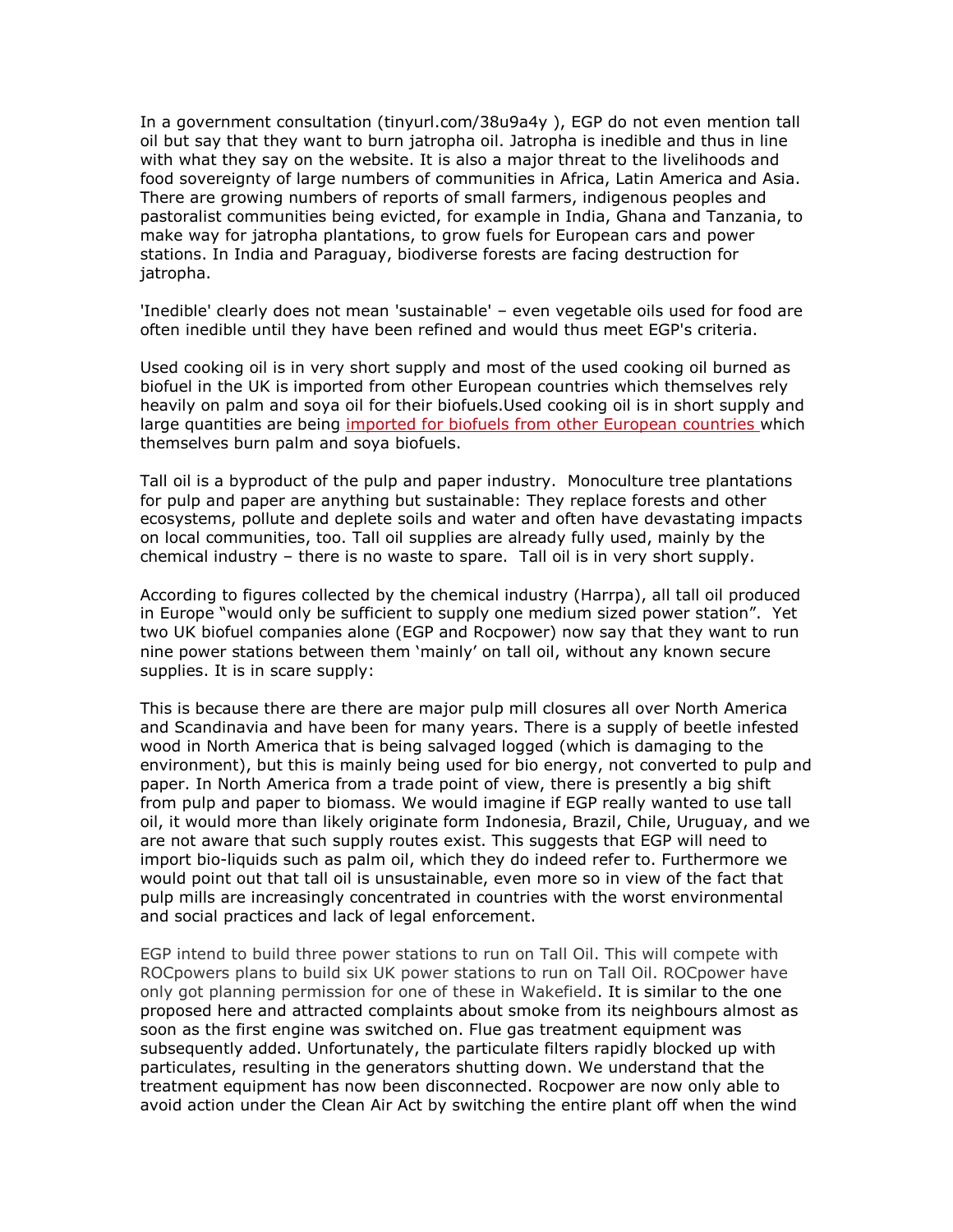In a government consultation (tinyurl.com/38u9a4y ), EGP do not even mention tall oil but say that they want to burn jatropha oil. Jatropha is inedible and thus in line with what they say on the website. It is also a major threat to the livelihoods and food sovereignty of large numbers of communities in Africa, Latin America and Asia. There are growing numbers of reports of small farmers, indigenous peoples and pastoralist communities being evicted, for example in India, Ghana and Tanzania, to make way for jatropha plantations, to grow fuels for European cars and power stations. In India and Paraguay, biodiverse forests are facing destruction for jatropha.

'Inedible' clearly does not mean 'sustainable' – even vegetable oils used for food are often inedible until they have been refined and would thus meet EGP's criteria.

Used cooking oil is in very short supply and most of the used cooking oil burned as biofuel in the UK is imported from other European countries which themselves rely heavily on palm and soya oil for their biofuels.Used cooking oil is in short supply and large quantities are being imported for biofuels from other European countries which themselves burn palm and soya biofuels.

Tall oil is a byproduct of the pulp and paper industry. Monoculture tree plantations for pulp and paper are anything but sustainable: They replace forests and other ecosystems, pollute and deplete soils and water and often have devastating impacts on local communities, too. Tall oil supplies are already fully used, mainly by the chemical industry – there is no waste to spare. Tall oil is in very short supply.

According to figures collected by the chemical industry (Harrpa), all tall oil produced in Europe "would only be sufficient to supply one medium sized power station". Yet two UK biofuel companies alone (EGP and Rocpower) now say that they want to run nine power stations between them 'mainly' on tall oil, without any known secure supplies. It is in scare supply:

This is because there are there are major pulp mill closures all over North America and Scandinavia and have been for many years. There is a supply of beetle infested wood in North America that is being salvaged logged (which is damaging to the environment), but this is mainly being used for bio energy, not converted to pulp and paper. In North America from a trade point of view, there is presently a big shift from pulp and paper to biomass. We would imagine if EGP really wanted to use tall oil, it would more than likely originate form Indonesia, Brazil, Chile, Uruguay, and we are not aware that such supply routes exist. This suggests that EGP will need to import bio-liquids such as palm oil, which they do indeed refer to. Furthermore we would point out that tall oil is unsustainable, even more so in view of the fact that pulp mills are increasingly concentrated in countries with the worst environmental and social practices and lack of legal enforcement.

EGP intend to build three power stations to run on Tall Oil. This will compete with ROCpowers plans to build six UK power stations to run on Tall Oil. ROCpower have only got planning permission for one of these in Wakefield. It is similar to the one proposed here and attracted complaints about smoke from its neighbours almost as soon as the first engine was switched on. Flue gas treatment equipment was subsequently added. Unfortunately, the particulate filters rapidly blocked up with particulates, resulting in the generators shutting down. We understand that the treatment equipment has now been disconnected. Rocpower are now only able to avoid action under the Clean Air Act by switching the entire plant off when the wind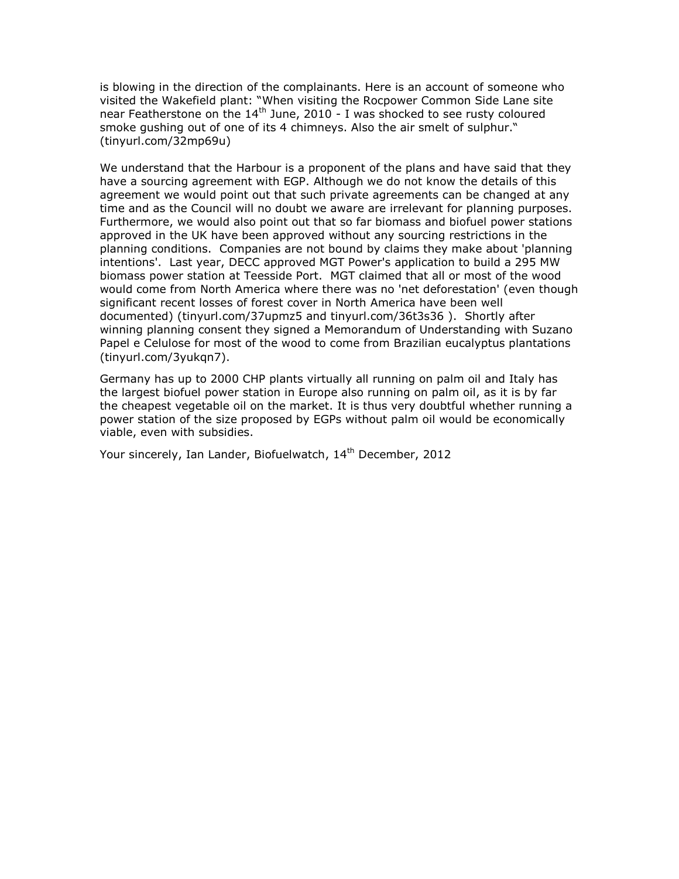is blowing in the direction of the complainants. Here is an account of someone who visited the Wakefield plant: "When visiting the Rocpower Common Side Lane site near Featherstone on the 14th June, 2010 - I was shocked to see rusty coloured smoke gushing out of one of its 4 chimneys. Also the air smelt of sulphur." (tinyurl.com/32mp69u)

We understand that the Harbour is a proponent of the plans and have said that they have a sourcing agreement with EGP. Although we do not know the details of this agreement we would point out that such private agreements can be changed at any time and as the Council will no doubt we aware are irrelevant for planning purposes. Furthermore, we would also point out that so far biomass and biofuel power stations approved in the UK have been approved without any sourcing restrictions in the planning conditions. Companies are not bound by claims they make about 'planning intentions'. Last year, DECC approved MGT Power's application to build a 295 MW biomass power station at Teesside Port. MGT claimed that all or most of the wood would come from North America where there was no 'net deforestation' (even though significant recent losses of forest cover in North America have been well documented) (tinyurl.com/37upmz5 and tinyurl.com/36t3s36 ). Shortly after winning planning consent they signed a Memorandum of Understanding with Suzano Papel e Celulose for most of the wood to come from Brazilian eucalyptus plantations (tinyurl.com/3yukqn7).

Germany has up to 2000 CHP plants virtually all running on palm oil and Italy has the largest biofuel power station in Europe also running on palm oil, as it is by far the cheapest vegetable oil on the market. It is thus very doubtful whether running a power station of the size proposed by EGPs without palm oil would be economically viable, even with subsidies.

Your sincerely, Ian Lander, Biofuelwatch, 14th December, 2012